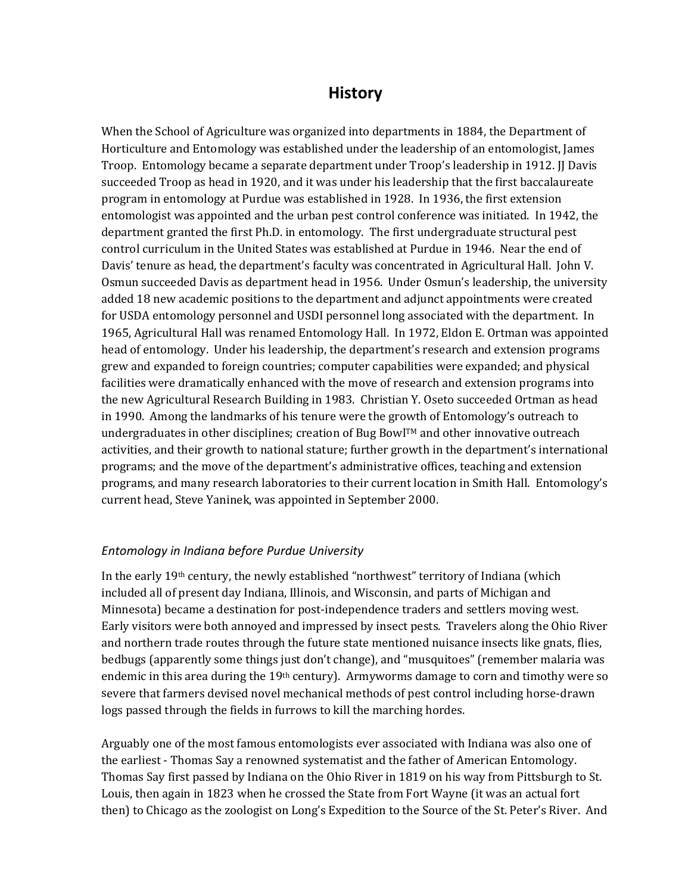# History

When the School of Agriculture was organized into departments in 1884, the Department of Horticulture and Entomology was established under the leadership of an entomologist, James Troop. Entomology became a separate department under Troop's leadership in 1912. JJ Davis succeeded Troop as head in 1920, and it was under his leadership that the first baccalaureate program in entomology at Purdue was established in 1928. In 1936, the first extension entomologist was appointed and the urban pest control conference was initiated. In 1942, the department granted the first Ph.D. in entomology. The first undergraduate structural pest control curriculum in the United States was established at Purdue in 1946. Near the end of Davis' tenure as head, the department's faculty was concentrated in Agricultural Hall. John V. Osmun succeeded Davis as department head in 1956. Under Osmun's leadership, the university added 18 new academic positions to the department and adjunct appointments were created for USDA entomology personnel and USDI personnel long associated with the department. In 1965, Agricultural Hall was renamed Entomology Hall. In 1972, Eldon E. Ortman was appointed head of entomology. Under his leadership, the department's research and extension programs grew and expanded to foreign countries; computer capabilities were expanded; and physical facilities were dramatically enhanced with the move of research and extension programs into the new Agricultural Research Building in 1983. Christian Y. Oseto succeeded Ortman as head in 1990. Among the landmarks of his tenure were the growth of Entomology's outreach to undergraduates in other disciplines; creation of Bug Bowl™ and other innovative outreach activities, and their growth to national stature; further growth in the department's international programs; and the move of the department's administrative offices, teaching and extension programs, and many research laboratories to their current location in Smith Hall. Entomology's current head, Steve Yaninek, was appointed in September 2000.

*Entomology in Indiana before Purdue University*

In the early 19th century, the newly established "northwest" territory of Indiana (which included all of present day Indiana, Illinois, and Wisconsin, and parts of Michigan and Minnesota) became a destination for post-independence traders and settlers moving west. Early visitors were both annoyed and impressed by insect pests. Travelers along the Ohio River and northern trade routes through the future state mentioned nuisance insects like gnats, flies, bedbugs (apparently some things just don't change), and "musquitoes" (remember malaria was endemic in this area during the 19th century). Armyworms damage to corn and timothy were so severe that farmers devised novel mechanical methods of pest control including horse-drawn logs passed through the fields in furrows to kill the marching hordes.

Arguably one of the most famous entomologists ever associated with Indiana was also one of the earliest - Thomas Say a renowned systematist and the father of American Entomology. Thomas Say first passed by Indiana on the Ohio River in 1819 on his way from Pittsburgh to St. Louis, then again in 1823 when he crossed the State from Fort Wayne (it was an actual fort then) to Chicago as the zoologist on Long's Expedition to the Source of the St. Peter's River. And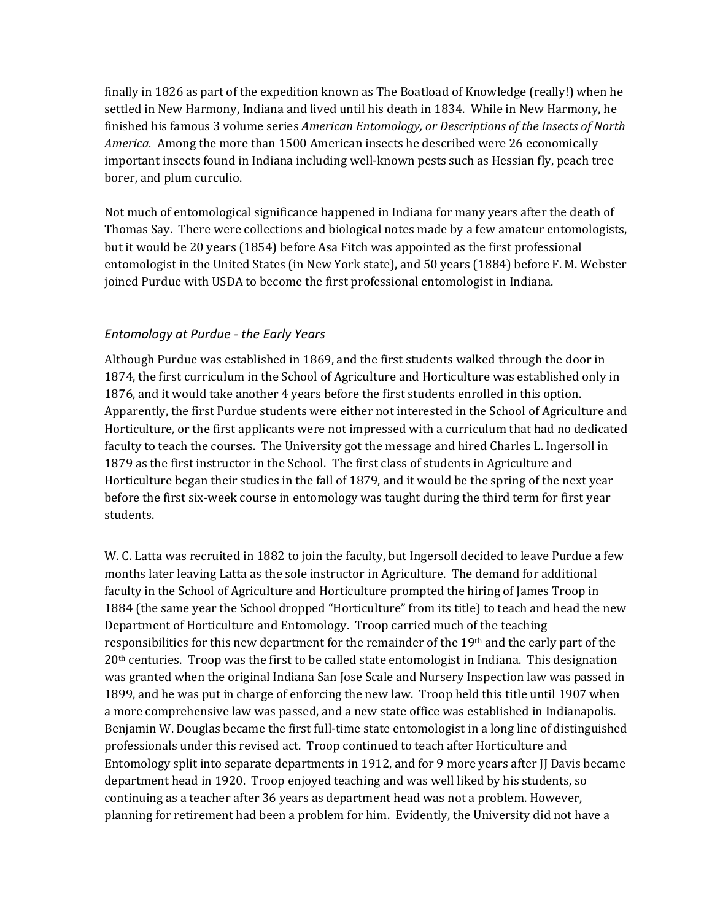finally in 1826 as part of the expedition known as The Boatload of Knowledge (really!) when he settled in New Harmony, Indiana and lived until his death in 1834. While in New Harmony, he finished his famous 3 volume series *American Entomology, or Descriptions of the Insects of North America.* Among the more than 1500 American insects he described were 26 economically important insects found in Indiana including well-known pests such as Hessian fly, peach tree borer, and plum curculio.

Not much of entomological significance happened in Indiana for many years after the death of Thomas Say. There were collections and biological notes made by a few amateur entomologists, but it would be 20 years (1854) before Asa Fitch was appointed as the first professional entomologist in the United States (in New York state), and 50 years (1884) before F. M. Webster joined Purdue with USDA to become the first professional entomologist in Indiana.

## *Entomology at Purdue - the Early Years*

Although Purdue was established in 1869, and the first students walked through the door in 1874, the first curriculum in the School of Agriculture and Horticulture was established only in 1876, and it would take another 4 years before the first students enrolled in this option. Apparently, the first Purdue students were either not interested in the School of Agriculture and Horticulture, or the first applicants were not impressed with a curriculum that had no dedicated faculty to teach the courses. The University got the message and hired Charles L. Ingersoll in 1879 as the first instructor in the School. The first class of students in Agriculture and Horticulture began their studies in the fall of 1879, and it would be the spring of the next year before the first six-week course in entomology was taught during the third term for first year students.

W. C. Latta was recruited in 1882 to join the faculty, but Ingersoll decided to leave Purdue a few months later leaving Latta as the sole instructor in Agriculture. The demand for additional faculty in the School of Agriculture and Horticulture prompted the hiring of James Troop in 1884 (the same year the School dropped "Horticulture" from its title) to teach and head the new Department of Horticulture and Entomology. Troop carried much of the teaching responsibilities for this new department for the remainder of the 19th and the early part of the 20th centuries. Troop was the first to be called state entomologist in Indiana. This designation was granted when the original Indiana San Jose Scale and Nursery Inspection law was passed in 1899, and he was put in charge of enforcing the new law. Troop held this title until 1907 when a more comprehensive law was passed, and a new state office was established in Indianapolis. Benjamin W. Douglas became the first full-time state entomologist in a long line of distinguished professionals under this revised act. Troop continued to teach after Horticulture and Entomology split into separate departments in 1912, and for 9 more years after JJ Davis became department head in 1920. Troop enjoyed teaching and was well liked by his students, so continuing as a teacher after 36 years as department head was not a problem. However, planning for retirement had been a problem for him. Evidently, the University did not have a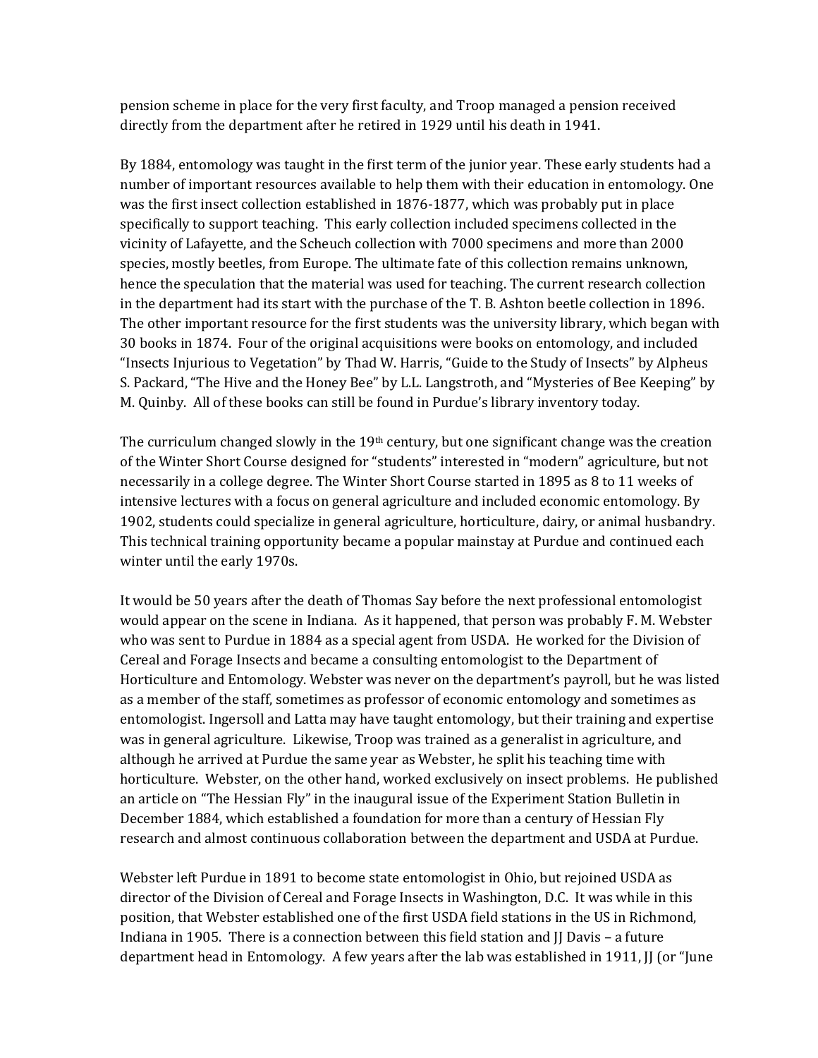pension scheme in place for the very first faculty, and Troop managed a pension received directly from the department after he retired in 1929 until his death in 1941.

By 1884, entomology was taught in the first term of the junior year. These early students had a number of important resources available to help them with their education in entomology. One was the first insect collection established in 1876-1877, which was probably put in place specifically to support teaching. This early collection included specimens collected in the vicinity of Lafayette, and the Scheuch collection with 7000 specimens and more than 2000 species, mostly beetles, from Europe. The ultimate fate of this collection remains unknown, hence the speculation that the material was used for teaching. The current research collection in the department had its start with the purchase of the T. B. Ashton beetle collection in 1896. The other important resource for the first students was the university library, which began with 30 books in 1874. Four of the original acquisitions were books on entomology, and included "Insects Injurious to Vegetation" by Thad W. Harris, "Guide to the Study of Insects" by Alpheus S. Packard, "The Hive and the Honey Bee" by L.L. Langstroth, and "Mysteries of Bee Keeping" by M. Quinby. All of these books can still be found in Purdue's library inventory today.

The curriculum changed slowly in the 19th century, but one significant change was the creation of the Winter Short Course designed for "students" interested in "modern" agriculture, but not necessarily in a college degree. The Winter Short Course started in 1895 as 8 to 11 weeks of intensive lectures with a focus on general agriculture and included economic entomology. By 1902, students could specialize in general agriculture, horticulture, dairy, or animal husbandry. This technical training opportunity became a popular mainstay at Purdue and continued each winter until the early 1970s.

It would be 50 years after the death of Thomas Say before the next professional entomologist would appear on the scene in Indiana. As it happened, that person was probably F. M. Webster who was sent to Purdue in 1884 as a special agent from USDA. He worked for the Division of Cereal and Forage Insects and became a consulting entomologist to the Department of Horticulture and Entomology. Webster was never on the department's payroll, but he was listed as a member of the staff, sometimes as professor of economic entomology and sometimes as entomologist. Ingersoll and Latta may have taught entomology, but their training and expertise was in general agriculture. Likewise, Troop was trained as a generalist in agriculture, and although he arrived at Purdue the same year as Webster, he split his teaching time with horticulture. Webster, on the other hand, worked exclusively on insect problems. He published an article on "The Hessian Fly" in the inaugural issue of the Experiment Station Bulletin in December 1884, which established a foundation for more than a century of Hessian Fly research and almost continuous collaboration between the department and USDA at Purdue.

Webster left Purdue in 1891 to become state entomologist in Ohio, but rejoined USDA as director of the Division of Cereal and Forage Insects in Washington, D.C. It was while in this position, that Webster established one of the first USDA field stations in the US in Richmond, Indiana in 1905. There is a connection between this field station and JJ Davis – a future department head in Entomology. A few years after the lab was established in 1911, JJ (or "June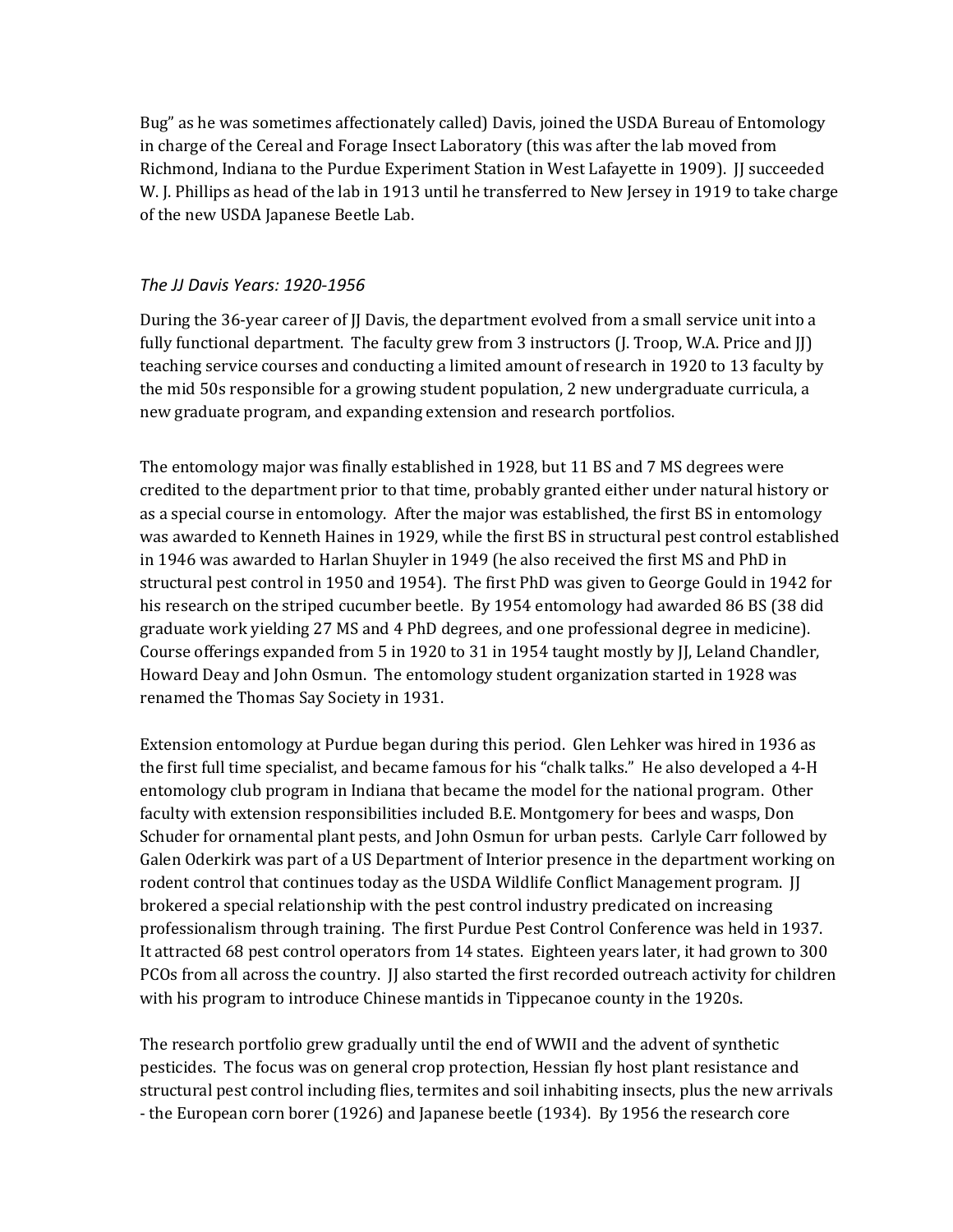Bug" as he was sometimes affectionately called) Davis, joined the USDA Bureau of Entomology in charge of the Cereal and Forage Insect Laboratory (this was after the lab moved from Richmond, Indiana to the Purdue Experiment Station in West Lafayette in 1909). JJ succeeded W. J. Phillips as head of the lab in 1913 until he transferred to New Jersey in 1919 to take charge of the new USDA Japanese Beetle Lab.

### *The JJ Davis Years: 1920-1956*

During the 36-year career of JJ Davis, the department evolved from a small service unit into a fully functional department. The faculty grew from 3 instructors (J. Troop, W.A. Price and JJ) teaching service courses and conducting a limited amount of research in 1920 to 13 faculty by the mid 50s responsible for a growing student population, 2 new undergraduate curricula, a new graduate program, and expanding extension and research portfolios.

The entomology major was finally established in 1928, but 11 BS and 7 MS degrees were credited to the department prior to that time, probably granted either under natural history or as a special course in entomology. After the major was established, the first BS in entomology was awarded to Kenneth Haines in 1929, while the first BS in structural pest control established in 1946 was awarded to Harlan Shuyler in 1949 (he also received the first MS and PhD in structural pest control in 1950 and 1954). The first PhD was given to George Gould in 1942 for his research on the striped cucumber beetle. By 1954 entomology had awarded 86 BS (38 did graduate work yielding 27 MS and 4 PhD degrees, and one professional degree in medicine). Course offerings expanded from 5 in 1920 to 31 in 1954 taught mostly by JJ, Leland Chandler, Howard Deay and John Osmun. The entomology student organization started in 1928 was renamed the Thomas Say Society in 1931.

Extension entomology at Purdue began during this period. Glen Lehker was hired in 1936 as the first full time specialist, and became famous for his "chalk talks." He also developed a 4-H entomology club program in Indiana that became the model for the national program. Other faculty with extension responsibilities included B.E. Montgomery for bees and wasps, Don Schuder for ornamental plant pests, and John Osmun for urban pests. Carlyle Carr followed by Galen Oderkirk was part of a US Department of Interior presence in the department working on rodent control that continues today as the USDA Wildlife Conflict Management program. JJ brokered a special relationship with the pest control industry predicated on increasing professionalism through training. The first Purdue Pest Control Conference was held in 1937. It attracted 68 pest control operators from 14 states. Eighteen years later, it had grown to 300 PCOs from all across the country. JJ also started the first recorded outreach activity for children with his program to introduce Chinese mantids in Tippecanoe county in the 1920s.

The research portfolio grew gradually until the end of WWII and the advent of synthetic pesticides. The focus was on general crop protection, Hessian fly host plant resistance and structural pest control including flies, termites and soil inhabiting insects, plus the new arrivals - the European corn borer (1926) and Japanese beetle (1934). By 1956 the research core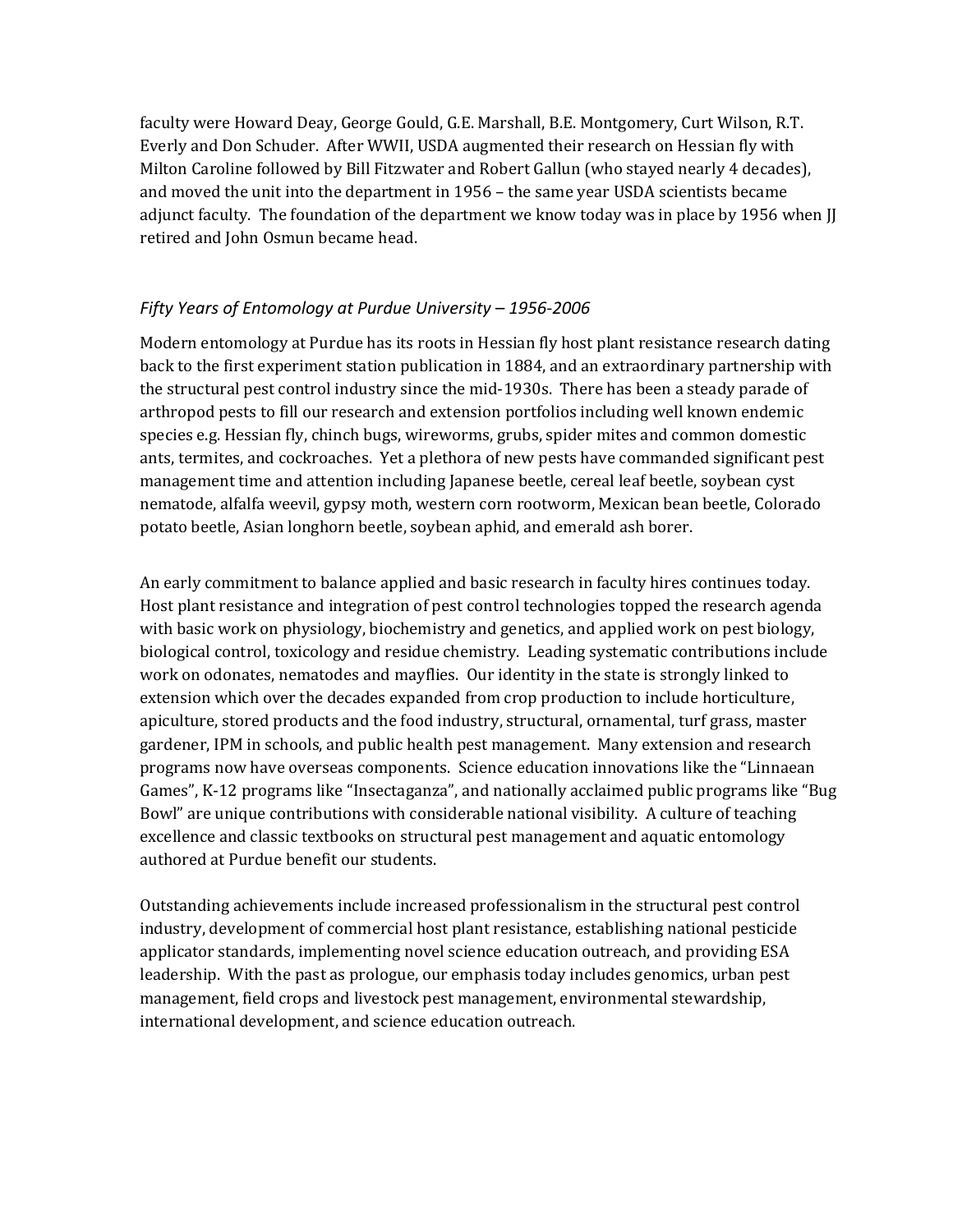faculty were Howard Deay, George Gould, G.E. Marshall, B.E. Montgomery, Curt Wilson, R.T. Everly and Don Schuder. After WWII, USDA augmented their research on Hessian fly with Milton Caroline followed by Bill Fitzwater and Robert Gallun (who stayed nearly 4 decades), and moved the unit into the department in 1956 – the same year USDA scientists became adjunct faculty. The foundation of the department we know today was in place by 1956 when JJ retired and John Osmun became head.

*Fifty Years of Entomology at Purdue University – 1956-2006*

Modern entomology at Purdue has its roots in Hessian fly host plant resistance research dating back to the first experiment station publication in 1884, and an extraordinary partnership with the structural pest control industry since the mid-1930s. There has been a steady parade of arthropod pests to fill our research and extension portfolios including well known endemic species e.g. Hessian fly, chinch bugs, wireworms, grubs, spider mites and common domestic ants, termites, and cockroaches. Yet a plethora of new pests have commanded significant pest management time and attention including Japanese beetle, cereal leaf beetle, soybean cyst nematode, alfalfa weevil, gypsy moth, western corn rootworm, Mexican bean beetle, Colorado potato beetle, Asian longhorn beetle, soybean aphid, and emerald ash borer.

An early commitment to balance applied and basic research in faculty hires continues today. Host plant resistance and integration of pest control technologies topped the research agenda with basic work on physiology, biochemistry and genetics, and applied work on pest biology, biological control, toxicology and residue chemistry. Leading systematic contributions include work on odonates, nematodes and mayflies. Our identity in the state is strongly linked to extension which over the decades expanded from crop production to include horticulture, apiculture, stored products and the food industry, structural, ornamental, turf grass, master gardener, IPM in schools, and public health pest management. Many extension and research programs now have overseas components. Science education innovations like the "Linnaean Games", K-12 programs like "Insectaganza", and nationally acclaimed public programs like "Bug Bowl" are unique contributions with considerable national visibility. A culture of teaching excellence and classic textbooks on structural pest management and aquatic entomology authored at Purdue benefit our students.

Outstanding achievements include increased professionalism in the structural pest control industry, development of commercial host plant resistance, establishing national pesticide applicator standards, implementing novel science education outreach, and providing ESA leadership. With the past as prologue, our emphasis today includes genomics, urban pest management, field crops and livestock pest management, environmental stewardship, international development, and science education outreach.